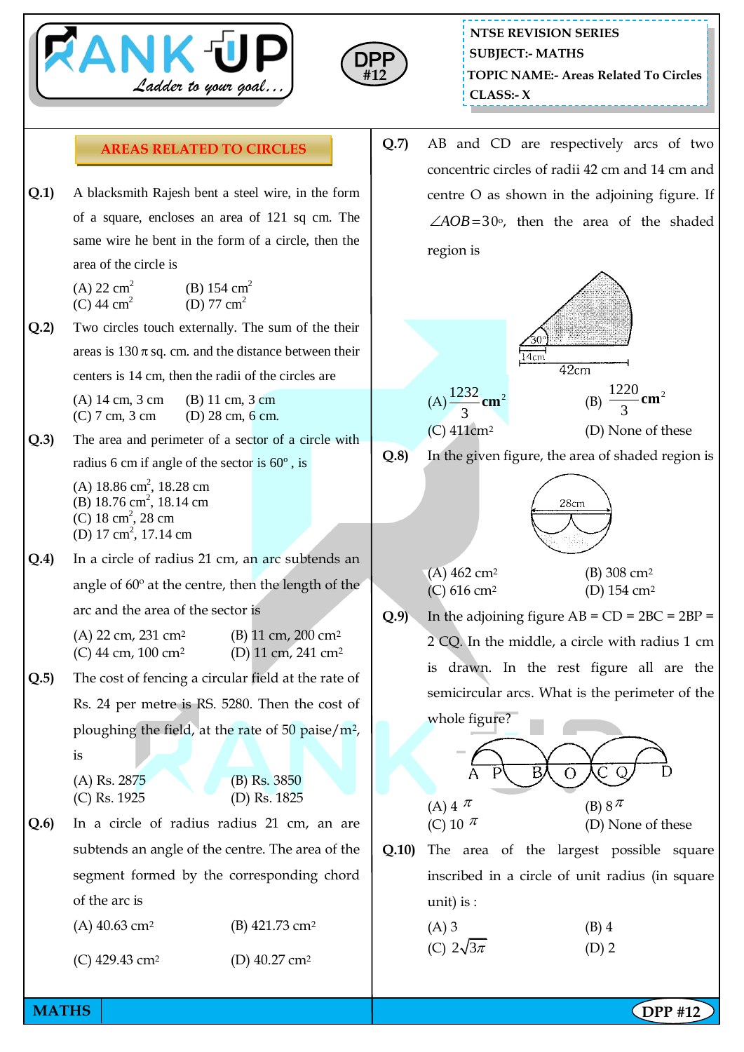NTSE REVISION SERIES
SUBJECT:- MATHS
TOPIC NAME:- Areas Related To Circles
CLASS:- X

DPP #12

## AREAS RELATED TO CIRCLES

**Q.1)** A blacksmith Rajesh bent a steel wire, in the form of a square, encloses an area of 121 sq cm. The same wire he bent in the form of a circle, then the area of the circle is

(A) 22 $cm^2$ (B) 154 $cm^2$
(C) 44 $cm^2$ (D) 77 $cm^2$

**Q.2)** Two circles touch externally. The sum of the their areas is $130\pi$ sq. cm. and the distance between their centers is 14 cm, then the radii of the circles are

(A) 14 cm, 3 cm (B) 11 cm, 3 cm
(C) 7 cm, 3 cm (D) 28 cm, 6 cm.

**Q.3)** The area and perimeter of a sector of a circle with radius 6 cm if angle of the sector is $60°$ , is

(A) 18.86 $cm^2$, 18.28 cm
(B) 18.76 $cm^2$, 18.14 cm
(C) 18 $cm^2$, 28 cm
(D) 17 $cm^2$, 17.14 cm

**Q.4)** In a circle of radius 21 cm, an arc subtends an angle of $60^o$ at the centre, then the length of the arc and the area of the sector is

(A) 22 cm, 231 $cm^2$ (B) 11 cm, 200 $cm^2$
(C) 44 cm, 100 $cm^2$ (D) 11 cm, 241 $cm^2$

**Q.5)** The cost of fencing a circular field at the rate of Rs. 24 per metre is RS. 5280. Then the cost of ploughing the field, at the rate of 50 paise/$m^2$, is

(A) Rs. 2875 (B) Rs. 3850
(C) Rs. 1925 (D) Rs. 1825

**Q.6)** In a circle of radius radius 21 cm, an are subtends an angle of the centre. The area of the segment formed by the corresponding chord of the arc is

(A) 40.63 $cm^2$ (B) 421.73 $cm^2$
(C) 429.43 $cm^2$ (D) 40.27 $cm^2$

**Q.7)** AB and CD are respectively arcs of two concentric circles of radii 42 cm and 14 cm and centre O as shown in the adjoining figure. If $\angle AOB = 30^o$, then the area of the shaded region is

(A) $\frac{1232}{3}$ $cm^2$ (B) $\frac{1220}{3}$ $cm^2$
(C) 411$cm^2$ (D) None of these

**Q.8)** In the given figure, the area of shaded region is

(A) 462 $cm^2$ (B) 308 $cm^2$
(C) 616 $cm^2$ (D) 154 $cm^2$

**Q.9)** In the adjoining figure AB = CD = 2BC = 2BP = 2 CQ. In the middle, a circle with radius 1 cm is drawn. In the rest figure all are the semicircular arcs. What is the perimeter of the whole figure?

(A) 4 $\pi$ (B) 8 $\pi$
(C) 10 $\pi$ (D) None of these

**Q.10)** The area of the largest possible square inscribed in a circle of unit radius (in square unit) is :

(A) 3 (B) 4
(C) $2\sqrt{3\pi}$ (D) 2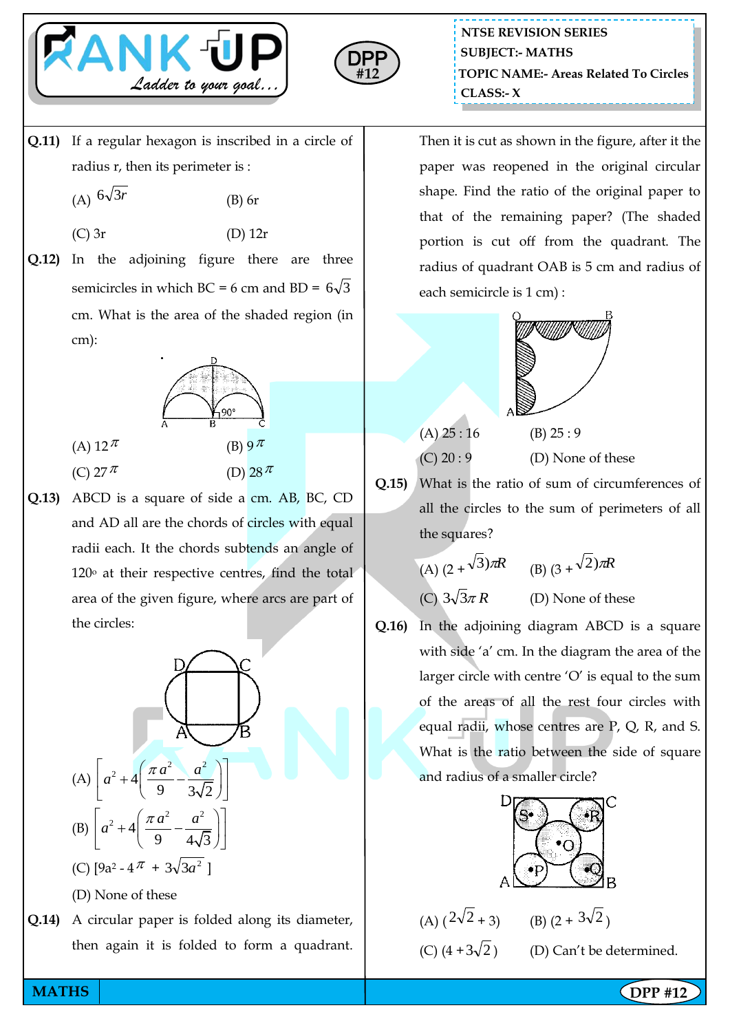**NTSE REVISION SERIES**
**SUBJECT:- MATHS**
**TOPIC NAME:- Areas Related To Circles**
**CLASS:- X**

**Q.11)** If a regular hexagon is inscribed in a circle of radius r, then its perimeter is :

(A) $6\sqrt{3}r$ (B) 6r

(C) 3r (D) 12r

**Q.12)** In the adjoining figure there are three semicircles in which BC = 6 cm and BD = $6\sqrt{3}$ cm. What is the area of the shaded region (in cm):

(A) $12\pi$ (B) $9\pi$

(C) $27\pi$ (D) $28\pi$

**Q.13)** ABCD is a square of side a cm. AB, BC, CD and AD all are the chords of circles with equal radii each. It the chords subtends an angle of 120° at their respective centres, find the total area of the given figure, where arcs are part of the circles:

(A) $\left[a^2 + 4\left(\frac{\pi a^2}{9} - \frac{a^2}{3\sqrt{2}}\right)\right]$

(B) $\left[a^2 + 4\left(\frac{\pi a^2}{9} - \frac{a^2}{4\sqrt{3}}\right)\right]$

(C) $[9a^2 - 4\pi + 3\sqrt{3a^2}]$

(D) None of these

**Q.14)** A circular paper is folded along its diameter, then again it is folded to form a quadrant. Then it is cut as shown in the figure, after it the paper was reopened in the original circular shape. Find the ratio of the original paper to that of the remaining paper? (The shaded portion is cut off from the quadrant. The radius of quadrant OAB is 5 cm and radius of each semicircle is 1 cm) :

(A) 25 : 16 (B) 25 : 9

(C) 20 : 9 (D) None of these

**Q.15)** What is the ratio of sum of circumferences of all the circles to the sum of perimeters of all the squares?

(A) $(2+\sqrt{3})\pi R$ (B) $(3+\sqrt{2})\pi R$

(C) $3\sqrt{3}\pi R$ (D) None of these

**Q.16)** In the adjoining diagram ABCD is a square with side 'a' cm. In the diagram the area of the larger circle with centre 'O' is equal to the sum of the areas of all the rest four circles with equal radii, whose centres are P, Q, R, and S. What is the ratio between the side of square and radius of a smaller circle?

(A) $(2\sqrt{2}+3)$ (B) $(2+3\sqrt{2})$

(C) $(4+3\sqrt{2})$ (D) Can't be determined.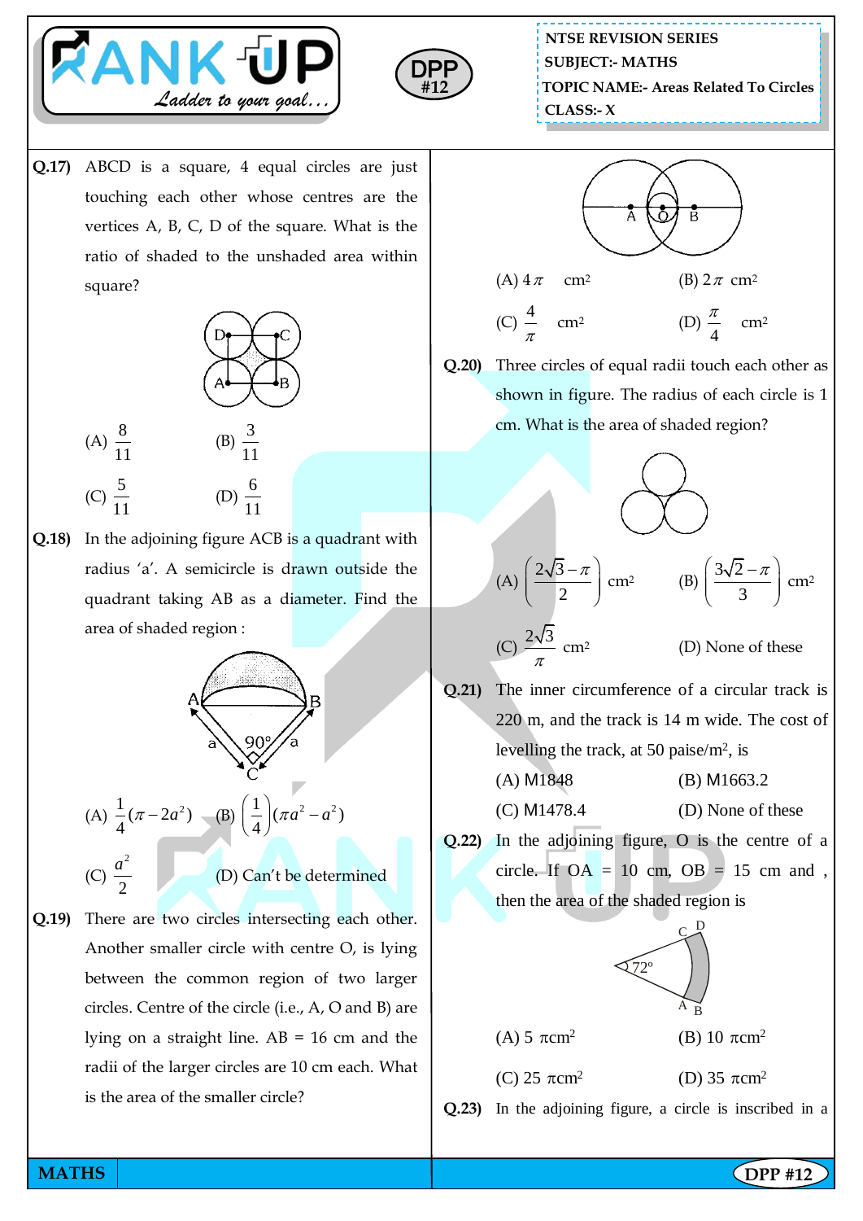NTSE REVISION SERIES
SUBJECT:- MATHS
TOPIC NAME:- Areas Related To Circles
CLASS:- X

**Q.17)** ABCD is a square, 4 equal circles are just touching each other whose centres are the vertices A, B, C, D of the square. What is the ratio of shaded to the unshaded area within square?

(A) $\frac{8}{11}$ (B) $\frac{3}{11}$

(C) $\frac{5}{11}$ (D) $\frac{6}{11}$

**Q.18)** In the adjoining figure ACB is a quadrant with radius 'a'. A semicircle is drawn outside the quadrant taking AB as a diameter. Find the area of shaded region :

(A) $\frac{1}{4}(\pi - 2a^2)$ (B) $\left(\frac{1}{4}\right)(\pi a^2 - a^2)$

(C) $\frac{a^2}{2}$ (D) Can't be determined

**Q.19)** There are two circles intersecting each other. Another smaller circle with centre O, is lying between the common region of two larger circles. Centre of the circle (i.e., A, O and B) are lying on a straight line. AB = 16 cm and the radii of the larger circles are 10 cm each. What is the area of the smaller circle?

(A) $4\pi$ cm$^2$ (B) $2\pi$ cm$^2$

(C) $\frac{4}{\pi}$ cm$^2$ (D) $\frac{\pi}{4}$ cm$^2$

**Q.20)** Three circles of equal radii touch each other as shown in figure. The radius of each circle is 1 cm. What is the area of shaded region?

(A) $\left(\frac{2\sqrt{3}-\pi}{2}\right)$ cm$^2$ (B) $\left(\frac{3\sqrt{2}-\pi}{3}\right)$ cm$^2$

(C) $\frac{2\sqrt{3}}{\pi}$ cm$^2$ (D) None of these

**Q.21)** The inner circumference of a circular track is 220 m, and the track is 14 m wide. The cost of levelling the track, at 50 paise/m$^2$, is

(A) M1848 (B) M1663.2

(C) M1478.4 (D) None of these

**Q.22)** In the adjoining figure, O is the centre of a circle. If OA = 10 cm, OB = 15 cm and , then the area of the shaded region is

(A) 5 $\pi$cm$^2$ (B) 10 $\pi$cm$^2$

(C) 25 $\pi$cm$^2$ (D) 35 $\pi$cm$^2$

**Q.23)** In the adjoining figure, a circle is inscribed in a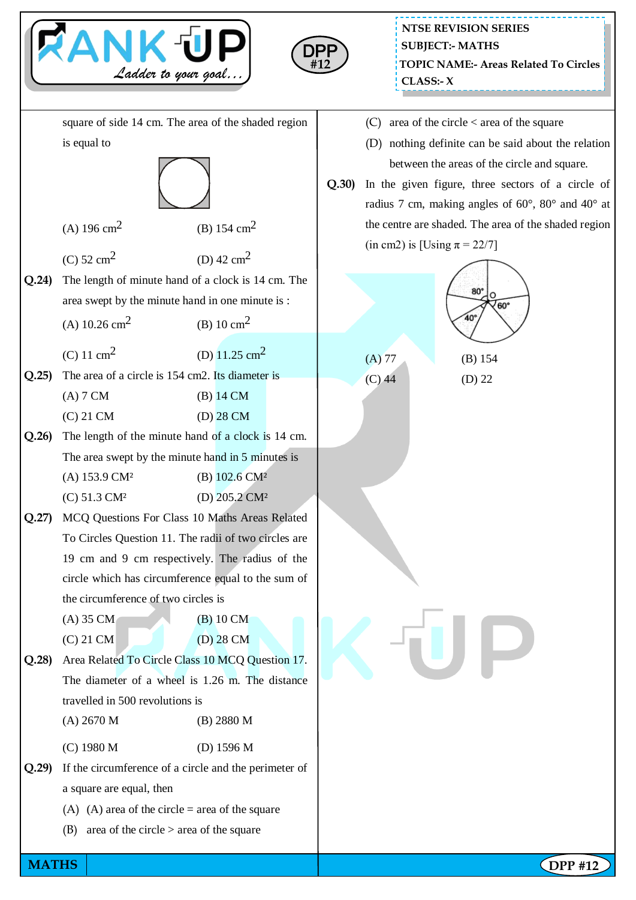square of side 14 cm. The area of the shaded region is equal to

(A) 196 $cm^2$ (B) 154 $cm^2$

(C) 52 $cm^2$ (D) 42 $cm^2$

**Q.24)** The length of minute hand of a clock is 14 cm. The area swept by the minute hand in one minute is :

(A) 10.26 $cm^2$ (B) 10 $cm^2$

(C) 11 $cm^2$ (D) 11.25 $cm^2$

**Q.25)** The area of a circle is 154 cm2. Its diameter is

(A) 7 CM (B) 14 CM

(C) 21 CM (D) 28 CM

**Q.26)** The length of the minute hand of a clock is 14 cm. The area swept by the minute hand in 5 minutes is

(A) 153.9 CM² (B) 102.6 CM²

(C) 51.3 CM² (D) 205.2 CM²

**Q.27)** MCQ Questions For Class 10 Maths Areas Related To Circles Question 11. The radii of two circles are 19 cm and 9 cm respectively. The radius of the circle which has circumference equal to the sum of the circumference of two circles is

(A) 35 CM (B) 10 CM

(C) 21 CM (D) 28 CM

**Q.28)** Area Related To Circle Class 10 MCQ Question 17. The diameter of a wheel is 1.26 m. The distance travelled in 500 revolutions is

(A) 2670 M (B) 2880 M

(C) 1980 M (D) 1596 M

**Q.29)** If the circumference of a circle and the perimeter of a square are equal, then

(A) (A) area of the circle = area of the square

(B) area of the circle > area of the square

(C) area of the circle < area of the square

(D) nothing definite can be said about the relation between the areas of the circle and square.

**Q.30)** In the given figure, three sectors of a circle of radius 7 cm, making angles of 60°, 80° and 40° at the centre are shaded. The area of the shaded region (in cm2) is [Using $\pi = 22/7$]

(A) 77 (B) 154

(C) 44 (D) 22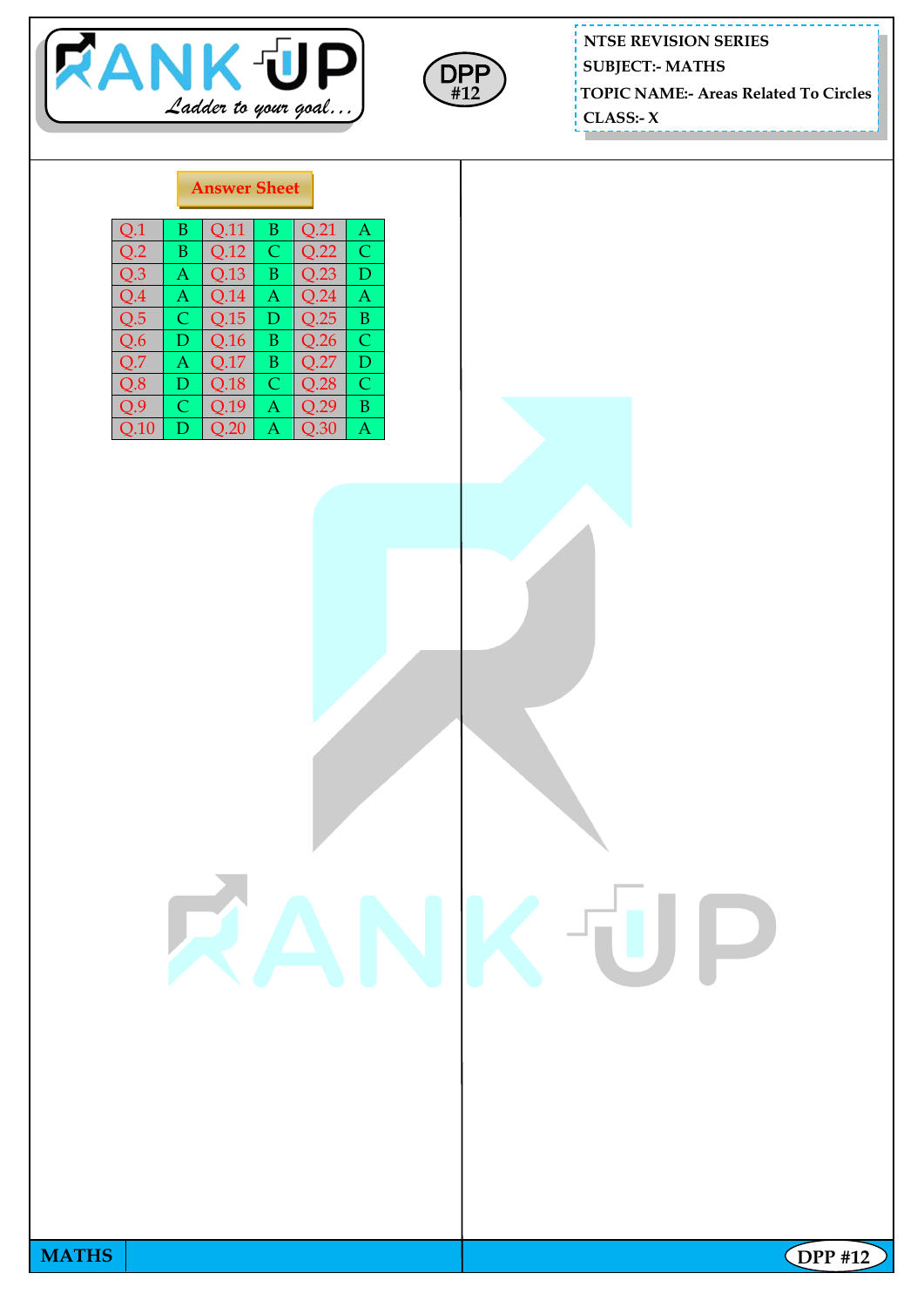## Answer Sheet

| | | | | | |
|---|---|---|---|---|---|
| Q.1 | B | Q.11 | B | Q.21 | A |
| Q.2 | B | Q.12 | C | Q.22 | C |
| Q.3 | A | Q.13 | B | Q.23 | D |
| Q.4 | A | Q.14 | A | Q.24 | A |
| Q.5 | C | Q.15 | D | Q.25 | B |
| Q.6 | D | Q.16 | B | Q.26 | C |
| Q.7 | A | Q.17 | B | Q.27 | D |
| Q.8 | D | Q.18 | C | Q.28 | C |
| Q.9 | C | Q.19 | A | Q.29 | B |
| Q.10 | D | Q.20 | A | Q.30 | A |